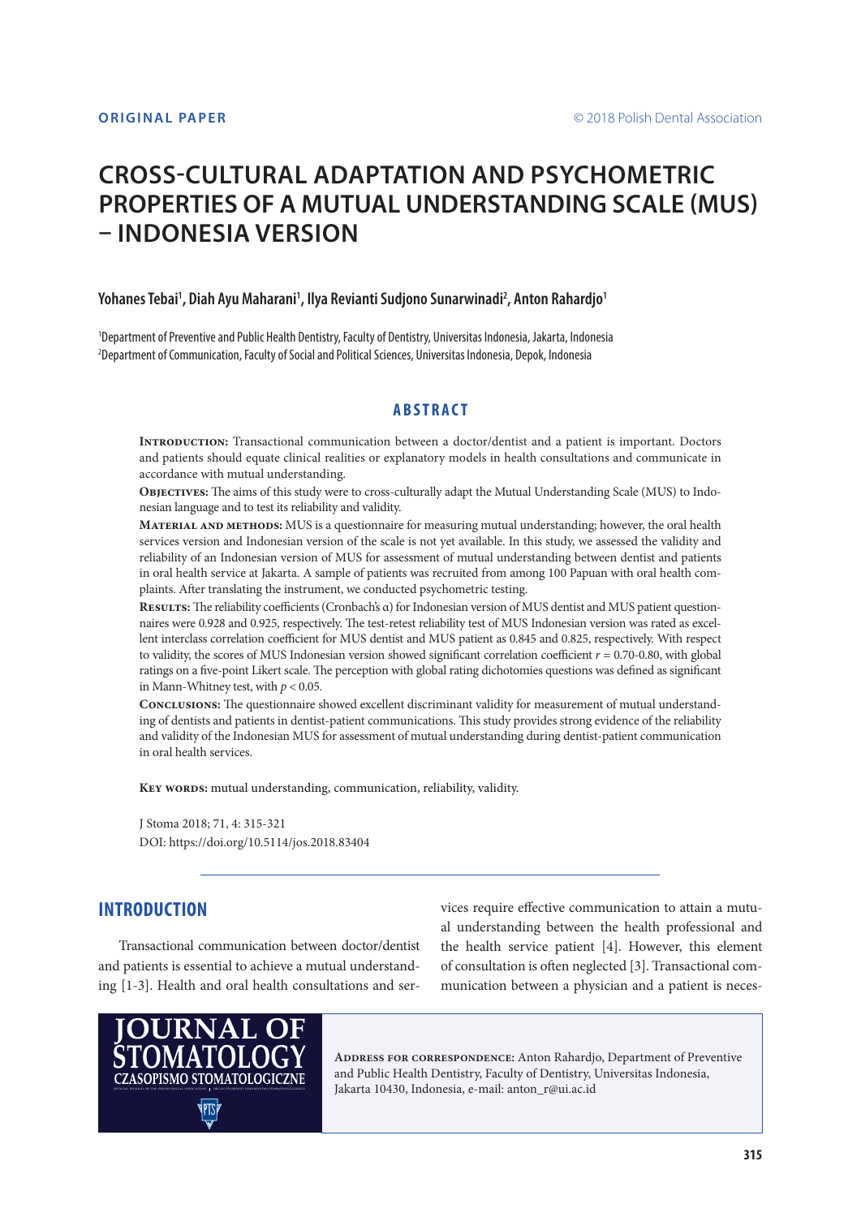ORIGINAL PAPER

© 2018 Polish Dental Association

# CROSS-CULTURAL ADAPTATION AND PSYCHOMETRIC PROPERTIES OF A MUTUAL UNDERSTANDING SCALE (MUS) – INDONESIA VERSION

**Yohanes Tebai[1], Diah Ayu Maharani[1], Ilya Revianti Sudjono Sunarwinadi[2], Anton Rahardjo[1]**

[1]Department of Preventive and Public Health Dentistry, Faculty of Dentistry, Universitas Indonesia, Jakarta, Indonesia
[2]Department of Communication, Faculty of Social and Political Sciences, Universitas Indonesia, Depok, Indonesia

## ABSTRACT

**Introduction:** Transactional communication between a doctor/dentist and a patient is important. Doctors and patients should equate clinical realities or explanatory models in health consultations and communicate in accordance with mutual understanding.

**Objectives:** The aims of this study were to cross-culturally adapt the Mutual Understanding Scale (MUS) to Indonesian language and to test its reliability and validity.

**Material and methods:** MUS is a questionnaire for measuring mutual understanding; however, the oral health services version and Indonesian version of the scale is not yet available. In this study, we assessed the validity and reliability of an Indonesian version of MUS for assessment of mutual understanding between dentist and patients in oral health service at Jakarta. A sample of patients was recruited from among 100 Papuan with oral health complaints. After translating the instrument, we conducted psychometric testing.

**Results:** The reliability coefficients (Cronbach's α) for Indonesian version of MUS dentist and MUS patient questionnaires were 0.928 and 0.925, respectively. The test-retest reliability test of MUS Indonesian version was rated as excellent interclass correlation coefficient for MUS dentist and MUS patient as 0.845 and 0.825, respectively. With respect to validity, the scores of MUS Indonesian version showed significant correlation coefficient $r = 0.70$-$0.80$, with global ratings on a five-point Likert scale. The perception with global rating dichotomies questions was defined as significant in Mann-Whitney test, with $p < 0.05$.

**Conclusions:** The questionnaire showed excellent discriminant validity for measurement of mutual understanding of dentists and patients in dentist-patient communications. This study provides strong evidence of the reliability and validity of the Indonesian MUS for assessment of mutual understanding during dentist-patient communication in oral health services.

**Key words:** mutual understanding, communication, reliability, validity.

J Stoma 2018; 71, 4: 315-321
DOI: https://doi.org/10.5114/jos.2018.83404

## INTRODUCTION

Transactional communication between doctor/dentist and patients is essential to achieve a mutual understanding [1-3]. Health and oral health consultations and services require effective communication to attain a mutual understanding between the health professional and the health service patient [4]. However, this element of consultation is often neglected [3]. Transactional communication between a physician and a patient is neces-

**Address for correspondence:** Anton Rahardjo, Department of Preventive and Public Health Dentistry, Faculty of Dentistry, Universitas Indonesia, Jakarta 10430, Indonesia, e-mail: anton_r@ui.ac.id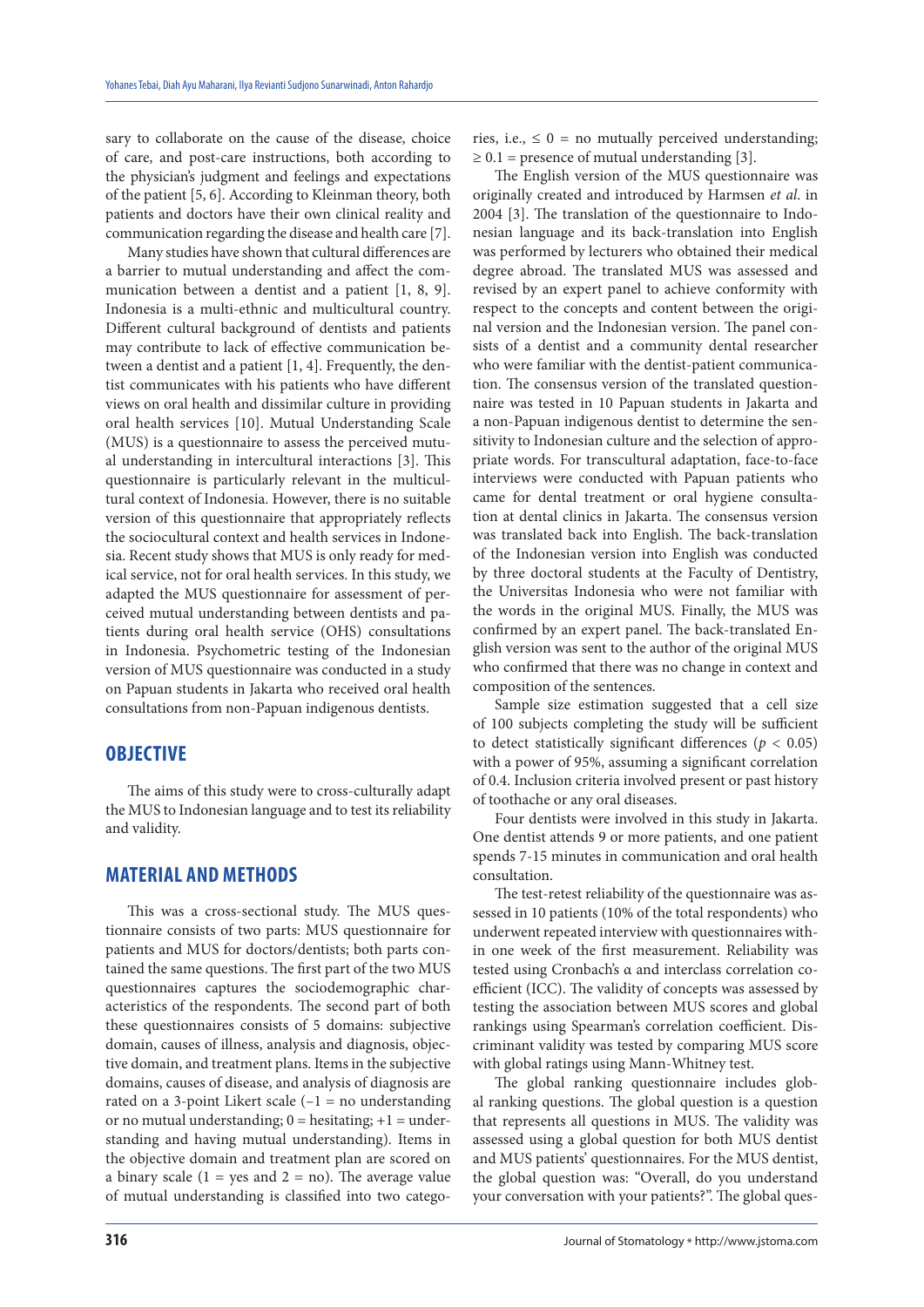sary to collaborate on the cause of the disease, choice of care, and post-care instructions, both according to the physician's judgment and feelings and expectations of the patient [5, 6]. According to Kleinman theory, both patients and doctors have their own clinical reality and communication regarding the disease and health care [7].

Many studies have shown that cultural differences are a barrier to mutual understanding and affect the communication between a dentist and a patient [1, 8, 9]. Indonesia is a multi-ethnic and multicultural country. Different cultural background of dentists and patients may contribute to lack of effective communication between a dentist and a patient [1, 4]. Frequently, the dentist communicates with his patients who have different views on oral health and dissimilar culture in providing oral health services [10]. Mutual Understanding Scale (MUS) is a questionnaire to assess the perceived mutual understanding in intercultural interactions [3]. This questionnaire is particularly relevant in the multicultural context of Indonesia. However, there is no suitable version of this questionnaire that appropriately reflects the sociocultural context and health services in Indonesia. Recent study shows that MUS is only ready for medical service, not for oral health services. In this study, we adapted the MUS questionnaire for assessment of perceived mutual understanding between dentists and patients during oral health service (OHS) consultations in Indonesia. Psychometric testing of the Indonesian version of MUS questionnaire was conducted in a study on Papuan students in Jakarta who received oral health consultations from non-Papuan indigenous dentists.

## OBJECTIVE

The aims of this study were to cross-culturally adapt the MUS to Indonesian language and to test its reliability and validity.

## MATERIAL AND METHODS

This was a cross-sectional study. The MUS questionnaire consists of two parts: MUS questionnaire for patients and MUS for doctors/dentists; both parts contained the same questions. The first part of the two MUS questionnaires captures the sociodemographic characteristics of the respondents. The second part of both these questionnaires consists of 5 domains: subjective domain, causes of illness, analysis and diagnosis, objective domain, and treatment plans. Items in the subjective domains, causes of disease, and analysis of diagnosis are rated on a 3-point Likert scale (–1 = no understanding or no mutual understanding; 0 = hesitating; +1 = understanding and having mutual understanding). Items in the objective domain and treatment plan are scored on a binary scale (1 = yes and 2 = no). The average value of mutual understanding is classified into two categories, i.e., $\leq 0$ = no mutually perceived understanding; $\geq 0.1$ = presence of mutual understanding [3].

The English version of the MUS questionnaire was originally created and introduced by Harmsen *et al.* in 2004 [3]. The translation of the questionnaire to Indonesian language and its back-translation into English was performed by lecturers who obtained their medical degree abroad. The translated MUS was assessed and revised by an expert panel to achieve conformity with respect to the concepts and content between the original version and the Indonesian version. The panel consists of a dentist and a community dental researcher who were familiar with the dentist-patient communication. The consensus version of the translated questionnaire was tested in 10 Papuan students in Jakarta and a non-Papuan indigenous dentist to determine the sensitivity to Indonesian culture and the selection of appropriate words. For transcultural adaptation, face-to-face interviews were conducted with Papuan patients who came for dental treatment or oral hygiene consultation at dental clinics in Jakarta. The consensus version was translated back into English. The back-translation of the Indonesian version into English was conducted by three doctoral students at the Faculty of Dentistry, the Universitas Indonesia who were not familiar with the words in the original MUS. Finally, the MUS was confirmed by an expert panel. The back-translated English version was sent to the author of the original MUS who confirmed that there was no change in context and composition of the sentences.

Sample size estimation suggested that a cell size of 100 subjects completing the study will be sufficient to detect statistically significant differences ($p < 0.05$) with a power of 95%, assuming a significant correlation of 0.4. Inclusion criteria involved present or past history of toothache or any oral diseases.

Four dentists were involved in this study in Jakarta. One dentist attends 9 or more patients, and one patient spends 7-15 minutes in communication and oral health consultation.

The test-retest reliability of the questionnaire was assessed in 10 patients (10% of the total respondents) who underwent repeated interview with questionnaires within one week of the first measurement. Reliability was tested using Cronbach's α and interclass correlation coefficient (ICC). The validity of concepts was assessed by testing the association between MUS scores and global rankings using Spearman's correlation coefficient. Discriminant validity was tested by comparing MUS score with global ratings using Mann-Whitney test.

The global ranking questionnaire includes global ranking questions. The global question is a question that represents all questions in MUS. The validity was assessed using a global question for both MUS dentist and MUS patients' questionnaires. For the MUS dentist, the global question was: "Overall, do you understand your conversation with your patients?". The global ques-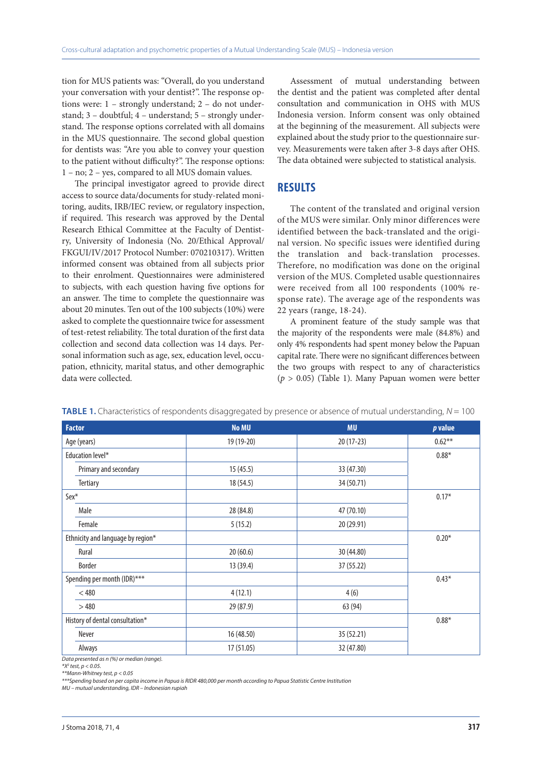tion for MUS patients was: "Overall, do you understand your conversation with your dentist?". The response options were: 1 – strongly understand; 2 – do not understand; 3 – doubtful; 4 – understand; 5 – strongly understand. The response options correlated with all domains in the MUS questionnaire. The second global question for dentists was: "Are you able to convey your question to the patient without difficulty?". The response options: 1 – no; 2 – yes, compared to all MUS domain values.

The principal investigator agreed to provide direct access to source data/documents for study-related monitoring, audits, IRB/IEC review, or regulatory inspection, if required. This research was approved by the Dental Research Ethical Committee at the Faculty of Dentistry, University of Indonesia (No. 20/Ethical Approval/FKGUI/IV/2017 Protocol Number: 070210317). Written informed consent was obtained from all subjects prior to their enrolment. Questionnaires were administered to subjects, with each question having five options for an answer. The time to complete the questionnaire was about 20 minutes. Ten out of the 100 subjects (10%) were asked to complete the questionnaire twice for assessment of test-retest reliability. The total duration of the first data collection and second data collection was 14 days. Personal information such as age, sex, education level, occupation, ethnicity, marital status, and other demographic data were collected.

Assessment of mutual understanding between the dentist and the patient was completed after dental consultation and communication in OHS with MUS Indonesia version. Inform consent was only obtained at the beginning of the measurement. All subjects were explained about the study prior to the questionnaire survey. Measurements were taken after 3-8 days after OHS. The data obtained were subjected to statistical analysis.

## RESULTS

The content of the translated and original version of the MUS were similar. Only minor differences were identified between the back-translated and the original version. No specific issues were identified during the translation and back-translation processes. Therefore, no modification was done on the original version of the MUS. Completed usable questionnaires were received from all 100 respondents (100% response rate). The average age of the respondents was 22 years (range, 18-24).

A prominent feature of the study sample was that the majority of the respondents were male (84.8%) and only 4% respondents had spent money below the Papuan capital rate. There were no significant differences between the two groups with respect to any of characteristics ($p > 0.05$) (Table 1). Many Papuan women were better

**TABLE 1.** Characteristics of respondents disaggregated by presence or absence of mutual understanding, $N = 100$

| Factor | No MU | MU | *p* value |
|---|---|---|---|
| Age (years) | 19 (19-20) | 20 (17-23) | 0.62** |
| Education level* | | | 0.88* |
| Primary and secondary | 15 (45.5) | 33 (47.30) | |
| Tertiary | 18 (54.5) | 34 (50.71) | |
| Sex* | | | 0.17* |
| Male | 28 (84.8) | 47 (70.10) | |
| Female | 5 (15.2) | 20 (29.91) | |
| Ethnicity and language by region* | | | 0.20* |
| Rural | 20 (60.6) | 30 (44.80) | |
| Border | 13 (39.4) | 37 (55.22) | |
| Spending per month (IDR)*** | | | 0.43* |
| < 480 | 4 (12.1) | 4 (6) | |
| > 480 | 29 (87.9) | 63 (94) | |
| History of dental consultation* | | | 0.88* |
| Never | 16 (48.50) | 35 (52.21) | |
| Always | 17 (51.05) | 32 (47.80) | |

*Data presented as n (%) or median (range).*
*$X^2$ test, $p < 0.05$.*
**Mann-Whitney test, $p < 0.05$*
***Spending based on per capita income in Papua is RIDR 480,000 per month according to Papua Statistic Centre Institution*
*MU – mutual understanding, IDR – Indonesian rupiah*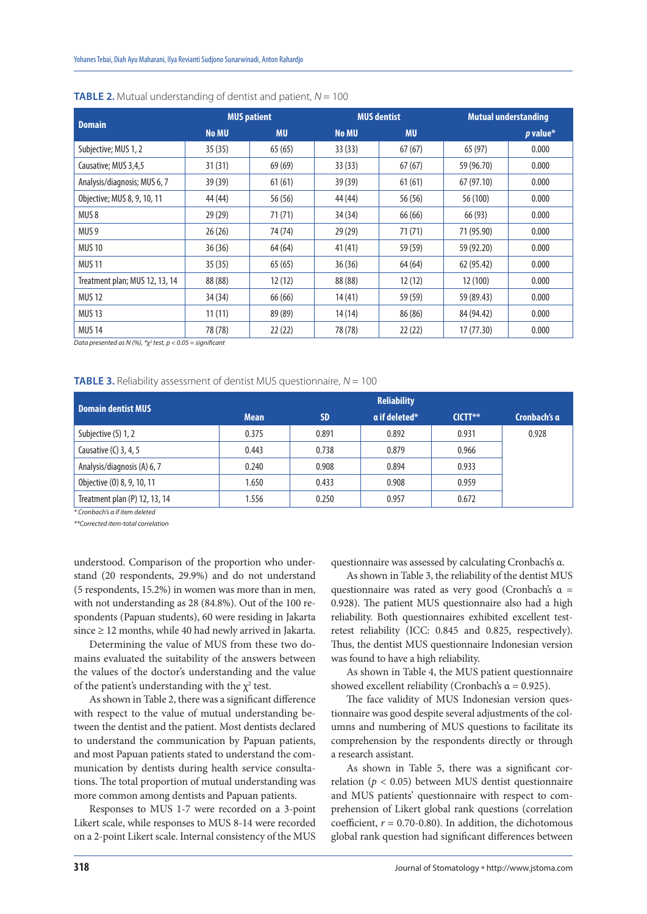**TABLE 2.** Mutual understanding of dentist and patient, $N = 100$

| Domain | MUS patient | | MUS dentist | | Mutual understanding | |
|---|---|---|---|---|---|---|
| | No MU | MU | No MU | MU | | *p* value* |
| Subjective; MUS 1, 2 | 35 (35) | 65 (65) | 33 (33) | 67 (67) | 65 (97) | 0.000 |
| Causative; MUS 3,4,5 | 31 (31) | 69 (69) | 33 (33) | 67 (67) | 59 (96.70) | 0.000 |
| Analysis/diagnosis; MUS 6, 7 | 39 (39) | 61 (61) | 39 (39) | 61 (61) | 67 (97.10) | 0.000 |
| Objective; MUS 8, 9, 10, 11 | 44 (44) | 56 (56) | 44 (44) | 56 (56) | 56 (100) | 0.000 |
| MUS 8 | 29 (29) | 71 (71) | 34 (34) | 66 (66) | 66 (93) | 0.000 |
| MUS 9 | 26 (26) | 74 (74) | 29 (29) | 71 (71) | 71 (95.90) | 0.000 |
| MUS 10 | 36 (36) | 64 (64) | 41 (41) | 59 (59) | 59 (92.20) | 0.000 |
| MUS 11 | 35 (35) | 65 (65) | 36 (36) | 64 (64) | 62 (95.42) | 0.000 |
| Treatment plan; MUS 12, 13, 14 | 88 (88) | 12 (12) | 88 (88) | 12 (12) | 12 (100) | 0.000 |
| MUS 12 | 34 (34) | 66 (66) | 14 (41) | 59 (59) | 59 (89.43) | 0.000 |
| MUS 13 | 11 (11) | 89 (89) | 14 (14) | 86 (86) | 84 (94.42) | 0.000 |
| MUS 14 | 78 (78) | 22 (22) | 78 (78) | 22 (22) | 17 (77.30) | 0.000 |

*Data presented as N (%), *$\chi^2$ test, $p < 0.05$ = significant*

**TABLE 3.** Reliability assessment of dentist MUS questionnaire, $N = 100$

| Domain dentist MUS | Reliability | | | | |
|---|---|---|---|---|---|
| | Mean | SD | α if deleted* | CICTT** | Cronbach's α |
| Subjective (S) 1, 2 | 0.375 | 0.891 | 0.892 | 0.931 | 0.928 |
| Causative (C) 3, 4, 5 | 0.443 | 0.738 | 0.879 | 0.966 | |
| Analysis/diagnosis (A) 6, 7 | 0.240 | 0.908 | 0.894 | 0.933 | |
| Objective (O) 8, 9, 10, 11 | 1.650 | 0.433 | 0.908 | 0.959 | |
| Treatment plan (P) 12, 13, 14 | 1.556 | 0.250 | 0.957 | 0.672 | |

*\* Cronbach's α if item deleted*

*\*\*Corrected item-total correlation*

understood. Comparison of the proportion who understand (20 respondents, 29.9%) and do not understand (5 respondents, 15.2%) in women was more than in men, with not understanding as 28 (84.8%). Out of the 100 respondents (Papuan students), 60 were residing in Jakarta since ≥ 12 months, while 40 had newly arrived in Jakarta.

Determining the value of MUS from these two domains evaluated the suitability of the answers between the values of the doctor's understanding and the value of the patient's understanding with the $\chi^2$ test.

As shown in Table 2, there was a significant difference with respect to the value of mutual understanding between the dentist and the patient. Most dentists declared to understand the communication by Papuan patients, and most Papuan patients stated to understand the communication by dentists during health service consultations. The total proportion of mutual understanding was more common among dentists and Papuan patients.

Responses to MUS 1-7 were recorded on a 3-point Likert scale, while responses to MUS 8-14 were recorded on a 2-point Likert scale. Internal consistency of the MUS questionnaire was assessed by calculating Cronbach's α.

As shown in Table 3, the reliability of the dentist MUS questionnaire was rated as very good (Cronbach's α = 0.928). The patient MUS questionnaire also had a high reliability. Both questionnaires exhibited excellent test-retest reliability (ICC: 0.845 and 0.825, respectively). Thus, the dentist MUS questionnaire Indonesian version was found to have a high reliability.

As shown in Table 4, the MUS patient questionnaire showed excellent reliability (Cronbach's α = 0.925).

The face validity of MUS Indonesian version questionnaire was good despite several adjustments of the columns and numbering of MUS questions to facilitate its comprehension by the respondents directly or through a research assistant.

As shown in Table 5, there was a significant correlation ($p < 0.05$) between MUS dentist questionnaire and MUS patients' questionnaire with respect to comprehension of Likert global rank questions (correlation coefficient, $r$ = 0.70-0.80). In addition, the dichotomous global rank question had significant differences between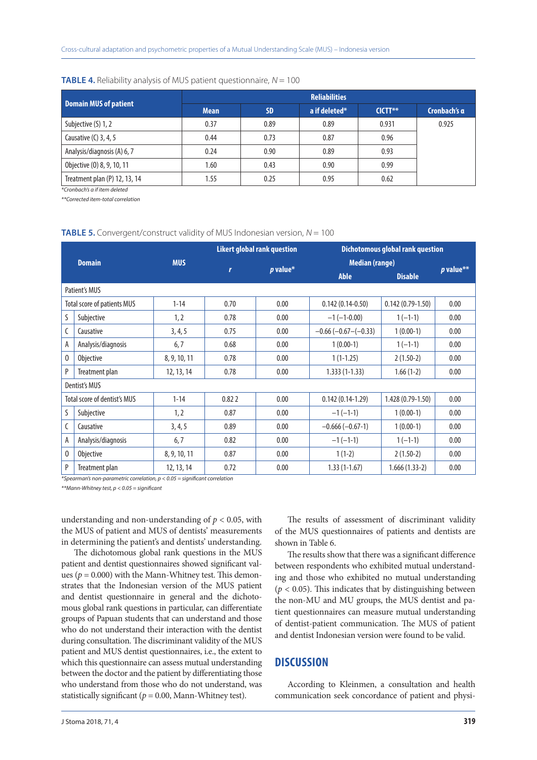**TABLE 4.** Reliability analysis of MUS patient questionnaire, $N = 100$

| Domain MUS of patient | Reliabilities | | | | |
|---|---|---|---|---|---|
| | Mean | SD | α if deleted* | CICTT** | Cronbach's α |
| Subjective (S) 1, 2 | 0.37 | 0.89 | 0.89 | 0.931 | 0.925 |
| Causative (C) 3, 4, 5 | 0.44 | 0.73 | 0.87 | 0.96 | |
| Analysis/diagnosis (A) 6, 7 | 0.24 | 0.90 | 0.89 | 0.93 | |
| Objective (0) 8, 9, 10, 11 | 1.60 | 0.43 | 0.90 | 0.99 | |
| Treatment plan (P) 12, 13, 14 | 1.55 | 0.25 | 0.95 | 0.62 | |

*Cronbach's α if item deleted

**Corrected item-total correlation

**TABLE 5.** Convergent/construct validity of MUS Indonesian version, $N = 100$

| Domain | | MUS | Likert global rank question | | Dichotomous global rank question | | |
|---|---|---|---|---|---|---|---|
| | | | | | Median (range) | | |
| | | | r | p value* | Able | Disable | p value** |
| Patient's MUS | | | | | | | |
| Total score of patients MUS | | 1-14 | 0.70 | 0.00 | 0.142 (0.14-0.50) | 0.142 (0.79-1.50) | 0.00 |
| S | Subjective | 1, 2 | 0.78 | 0.00 | −1 (−1-0.00) | 1 (−1-1) | 0.00 |
| C | Causative | 3, 4, 5 | 0.75 | 0.00 | −0.66 (−0.67−(−0.33) | 1 (0.00-1) | 0.00 |
| A | Analysis/diagnosis | 6, 7 | 0.68 | 0.00 | 1 (0.00-1) | 1 (−1-1) | 0.00 |
| 0 | Objective | 8, 9, 10, 11 | 0.78 | 0.00 | 1 (1-1.25) | 2 (1.50-2) | 0.00 |
| P | Treatment plan | 12, 13, 14 | 0.78 | 0.00 | 1.333 (1-1.33) | 1.66 (1-2) | 0.00 |
| Dentist's MUS | | | | | | | |
| Total score of dentist's MUS | | 1-14 | 0.82 2 | 0.00 | 0.142 (0.14-1.29) | 1.428 (0.79-1.50) | 0.00 |
| S | Subjective | 1, 2 | 0.87 | 0.00 | −1 (−1-1) | 1 (0.00-1) | 0.00 |
| C | Causative | 3, 4, 5 | 0.89 | 0.00 | −0.666 (−0.67-1) | 1 (0.00-1) | 0.00 |
| A | Analysis/diagnosis | 6, 7 | 0.82 | 0.00 | −1 (−1-1) | 1 (−1-1) | 0.00 |
| 0 | Objective | 8, 9, 10, 11 | 0.87 | 0.00 | 1 (1-2) | 2 (1.50-2) | 0.00 |
| P | Treatment plan | 12, 13, 14 | 0.72 | 0.00 | 1.33 (1-1.67) | 1.666 (1.33-2) | 0.00 |

*Spearman's non-parametric correlation, $p < 0.05$ = significant correlation

**Mann-Whitney test, $p < 0.05$ = significant

understanding and non-understanding of $p < 0.05$, with the MUS of patient and MUS of dentists' measurements in determining the patient's and dentists' understanding.

The dichotomous global rank questions in the MUS patient and dentist questionnaires showed significant values ($p = 0.000$) with the Mann-Whitney test. This demonstrates that the Indonesian version of the MUS patient and dentist questionnaire in general and the dichotomous global rank questions in particular, can differentiate groups of Papuan students that can understand and those who do not understand their interaction with the dentist during consultation. The discriminant validity of the MUS patient and MUS dentist questionnaires, i.e., the extent to which this questionnaire can assess mutual understanding between the doctor and the patient by differentiating those who understand from those who do not understand, was statistically significant ($p = 0.00$, Mann-Whitney test).

The results of assessment of discriminant validity of the MUS questionnaires of patients and dentists are shown in Table 6.

The results show that there was a significant difference between respondents who exhibited mutual understanding and those who exhibited no mutual understanding ($p < 0.05$). This indicates that by distinguishing between the non-MU and MU groups, the MUS dentist and patient questionnaires can measure mutual understanding of dentist-patient communication. The MUS of patient and dentist Indonesian version were found to be valid.

## DISCUSSION

According to Kleinmen, a consultation and health communication seek concordance of patient and physi-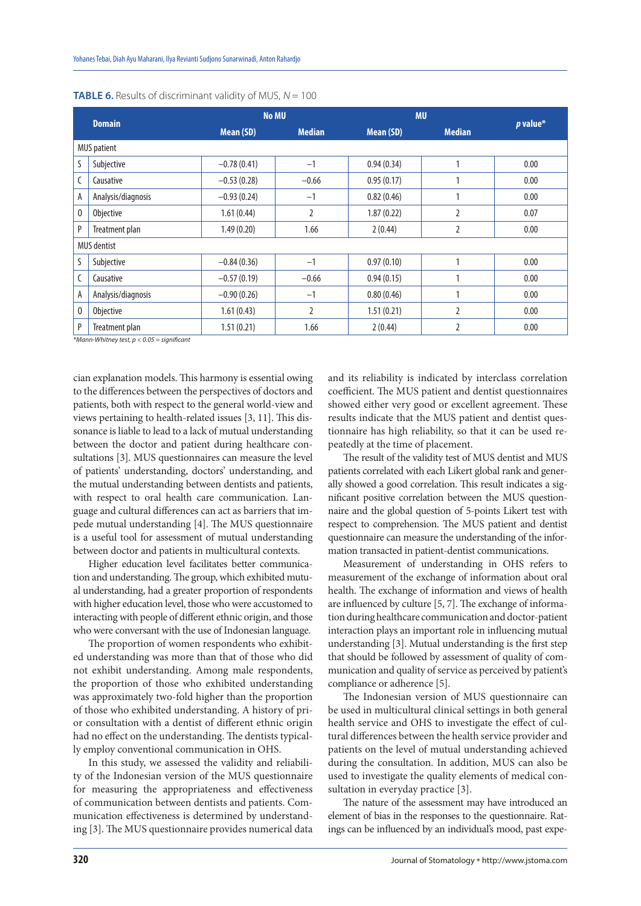**TABLE 6.** Results of discriminant validity of MUS, $N = 100$

| | Domain | No MU | | MU | | *p* value* |
|---|---|---|---|---|---|---|
| | | Mean (SD) | Median | Mean (SD) | Median | |
| MUS patient | | | | | | |
| S | Subjective | –0.78 (0.41) | –1 | 0.94 (0.34) | 1 | 0.00 |
| C | Causative | –0.53 (0.28) | –0.66 | 0.95 (0.17) | 1 | 0.00 |
| A | Analysis/diagnosis | –0.93 (0.24) | –1 | 0.82 (0.46) | 1 | 0.00 |
| O | Objective | 1.61 (0.44) | 2 | 1.87 (0.22) | 2 | 0.07 |
| P | Treatment plan | 1.49 (0.20) | 1.66 | 2 (0.44) | 2 | 0.00 |
| MUS dentist | | | | | | |
| S | Subjective | –0.84 (0.36) | –1 | 0.97 (0.10) | 1 | 0.00 |
| C | Causative | –0.57 (0.19) | –0.66 | 0.94 (0.15) | 1 | 0.00 |
| A | Analysis/diagnosis | –0.90 (0.26) | –1 | 0.80 (0.46) | 1 | 0.00 |
| O | Objective | 1.61 (0.43) | 2 | 1.51 (0.21) | 2 | 0.00 |
| P | Treatment plan | 1.51 (0.21) | 1.66 | 2 (0.44) | 2 | 0.00 |

*Mann-Whitney test, $p < 0.05$ = significant*

cian explanation models. This harmony is essential owing to the differences between the perspectives of doctors and patients, both with respect to the general world-view and views pertaining to health-related issues [3, 11]. This dissonance is liable to lead to a lack of mutual understanding between the doctor and patient during healthcare consultations [3]. MUS questionnaires can measure the level of patients' understanding, doctors' understanding, and the mutual understanding between dentists and patients, with respect to oral health care communication. Language and cultural differences can act as barriers that impede mutual understanding [4]. The MUS questionnaire is a useful tool for assessment of mutual understanding between doctor and patients in multicultural contexts.

Higher education level facilitates better communication and understanding. The group, which exhibited mutual understanding, had a greater proportion of respondents with higher education level, those who were accustomed to interacting with people of different ethnic origin, and those who were conversant with the use of Indonesian language.

The proportion of women respondents who exhibited understanding was more than that of those who did not exhibit understanding. Among male respondents, the proportion of those who exhibited understanding was approximately two-fold higher than the proportion of those who exhibited understanding. A history of prior consultation with a dentist of different ethnic origin had no effect on the understanding. The dentists typically employ conventional communication in OHS.

In this study, we assessed the validity and reliability of the Indonesian version of the MUS questionnaire for measuring the appropriateness and effectiveness of communication between dentists and patients. Communication effectiveness is determined by understanding [3]. The MUS questionnaire provides numerical data and its reliability is indicated by interclass correlation coefficient. The MUS patient and dentist questionnaires showed either very good or excellent agreement. These results indicate that the MUS patient and dentist questionnaire has high reliability, so that it can be used repeatedly at the time of placement.

The result of the validity test of MUS dentist and MUS patients correlated with each Likert global rank and generally showed a good correlation. This result indicates a significant positive correlation between the MUS questionnaire and the global question of 5-points Likert test with respect to comprehension. The MUS patient and dentist questionnaire can measure the understanding of the information transacted in patient-dentist communications.

Measurement of understanding in OHS refers to measurement of the exchange of information about oral health. The exchange of information and views of health are influenced by culture [5, 7]. The exchange of information during healthcare communication and doctor-patient interaction plays an important role in influencing mutual understanding [3]. Mutual understanding is the first step that should be followed by assessment of quality of communication and quality of service as perceived by patient's compliance or adherence [5].

The Indonesian version of MUS questionnaire can be used in multicultural clinical settings in both general health service and OHS to investigate the effect of cultural differences between the health service provider and patients on the level of mutual understanding achieved during the consultation. In addition, MUS can also be used to investigate the quality elements of medical consultation in everyday practice [3].

The nature of the assessment may have introduced an element of bias in the responses to the questionnaire. Ratings can be influenced by an individual's mood, past expe-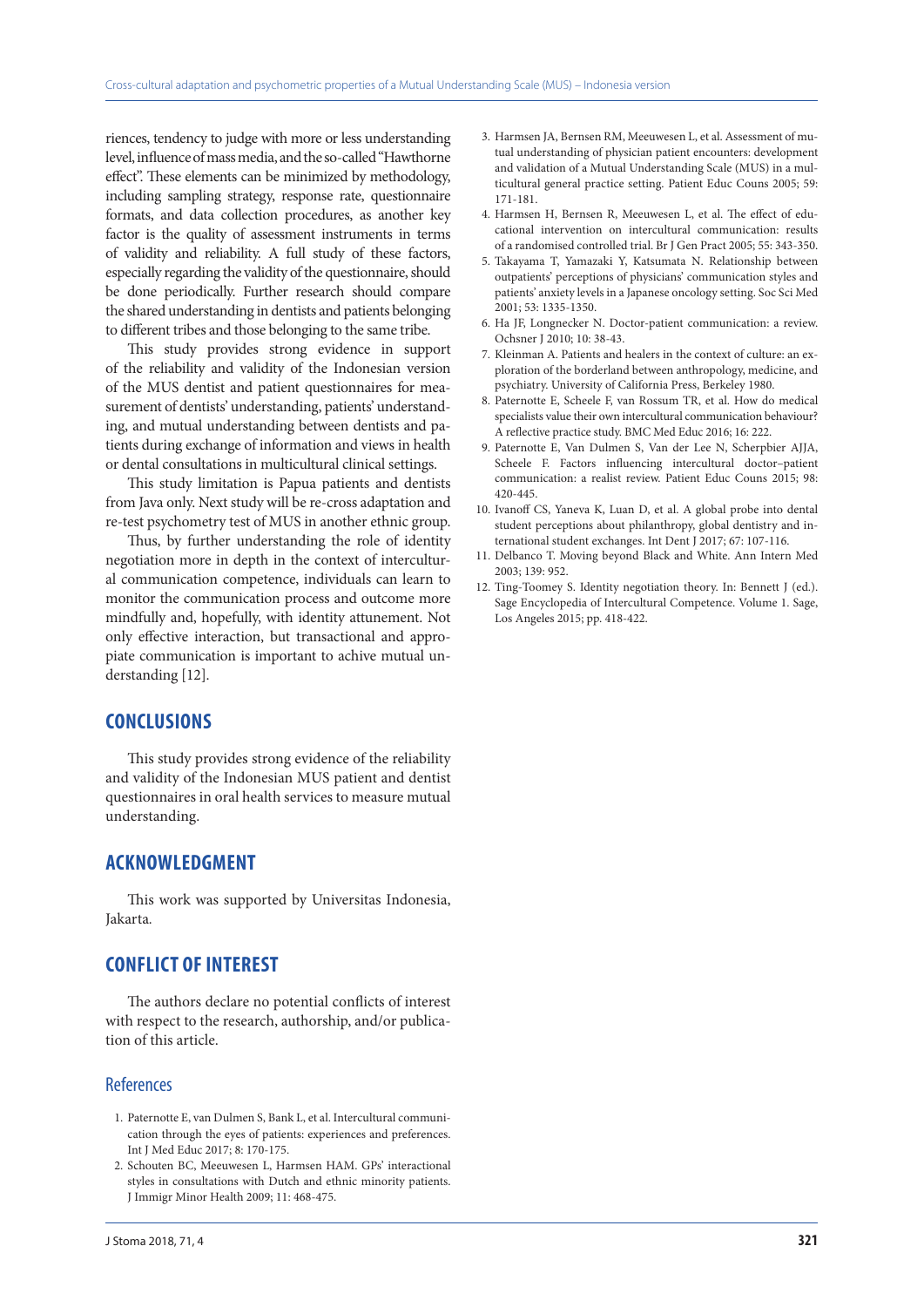riences, tendency to judge with more or less understanding level, influence of mass media, and the so-called "Hawthorne effect". These elements can be minimized by methodology, including sampling strategy, response rate, questionnaire formats, and data collection procedures, as another key factor is the quality of assessment instruments in terms of validity and reliability. A full study of these factors, especially regarding the validity of the questionnaire, should be done periodically. Further research should compare the shared understanding in dentists and patients belonging to different tribes and those belonging to the same tribe.

This study provides strong evidence in support of the reliability and validity of the Indonesian version of the MUS dentist and patient questionnaires for measurement of dentists' understanding, patients' understanding, and mutual understanding between dentists and patients during exchange of information and views in health or dental consultations in multicultural clinical settings.

This study limitation is Papua patients and dentists from Java only. Next study will be re-cross adaptation and re-test psychometry test of MUS in another ethnic group.

Thus, by further understanding the role of identity negotiation more in depth in the context of intercultural communication competence, individuals can learn to monitor the communication process and outcome more mindfully and, hopefully, with identity attunement. Not only effective interaction, but transactional and appropiate communication is important to achive mutual understanding [12].

## CONCLUSIONS

This study provides strong evidence of the reliability and validity of the Indonesian MUS patient and dentist questionnaires in oral health services to measure mutual understanding.

## ACKNOWLEDGMENT

This work was supported by Universitas Indonesia, Jakarta.

## CONFLICT OF INTEREST

The authors declare no potential conflicts of interest with respect to the research, authorship, and/or publication of this article.

## References

1. Paternotte E, van Dulmen S, Bank L, et al. Intercultural communication through the eyes of patients: experiences and preferences. Int J Med Educ 2017; 8: 170-175.
2. Schouten BC, Meeuwesen L, Harmsen HAM. GPs' interactional styles in consultations with Dutch and ethnic minority patients. J Immigr Minor Health 2009; 11: 468-475.
3. Harmsen JA, Bernsen RM, Meeuwesen L, et al. Assessment of mutual understanding of physician patient encounters: development and validation of a Mutual Understanding Scale (MUS) in a multicultural general practice setting. Patient Educ Couns 2005; 59: 171-181.
4. Harmsen H, Bernsen R, Meeuwesen L, et al. The effect of educational intervention on intercultural communication: results of a randomised controlled trial. Br J Gen Pract 2005; 55: 343-350.
5. Takayama T, Yamazaki Y, Katsumata N. Relationship between outpatients' perceptions of physicians' communication styles and patients' anxiety levels in a Japanese oncology setting. Soc Sci Med 2001; 53: 1335-1350.
6. Ha JF, Longnecker N. Doctor-patient communication: a review. Ochsner J 2010; 10: 38-43.
7. Kleinman A. Patients and healers in the context of culture: an exploration of the borderland between anthropology, medicine, and psychiatry. University of California Press, Berkeley 1980.
8. Paternotte E, Scheele F, van Rossum TR, et al. How do medical specialists value their own intercultural communication behaviour? A reflective practice study. BMC Med Educ 2016; 16: 222.
9. Paternotte E, Van Dulmen S, Van der Lee N, Scherpbier AJJA, Scheele F. Factors influencing intercultural doctor–patient communication: a realist review. Patient Educ Couns 2015; 98: 420-445.
10. Ivanoff CS, Yaneva K, Luan D, et al. A global probe into dental student perceptions about philanthropy, global dentistry and international student exchanges. Int Dent J 2017; 67: 107-116.
11. Delbanco T. Moving beyond Black and White. Ann Intern Med 2003; 139: 952.
12. Ting-Toomey S. Identity negotiation theory. In: Bennett J (ed.). Sage Encyclopedia of Intercultural Competence. Volume 1. Sage, Los Angeles 2015; pp. 418-422.